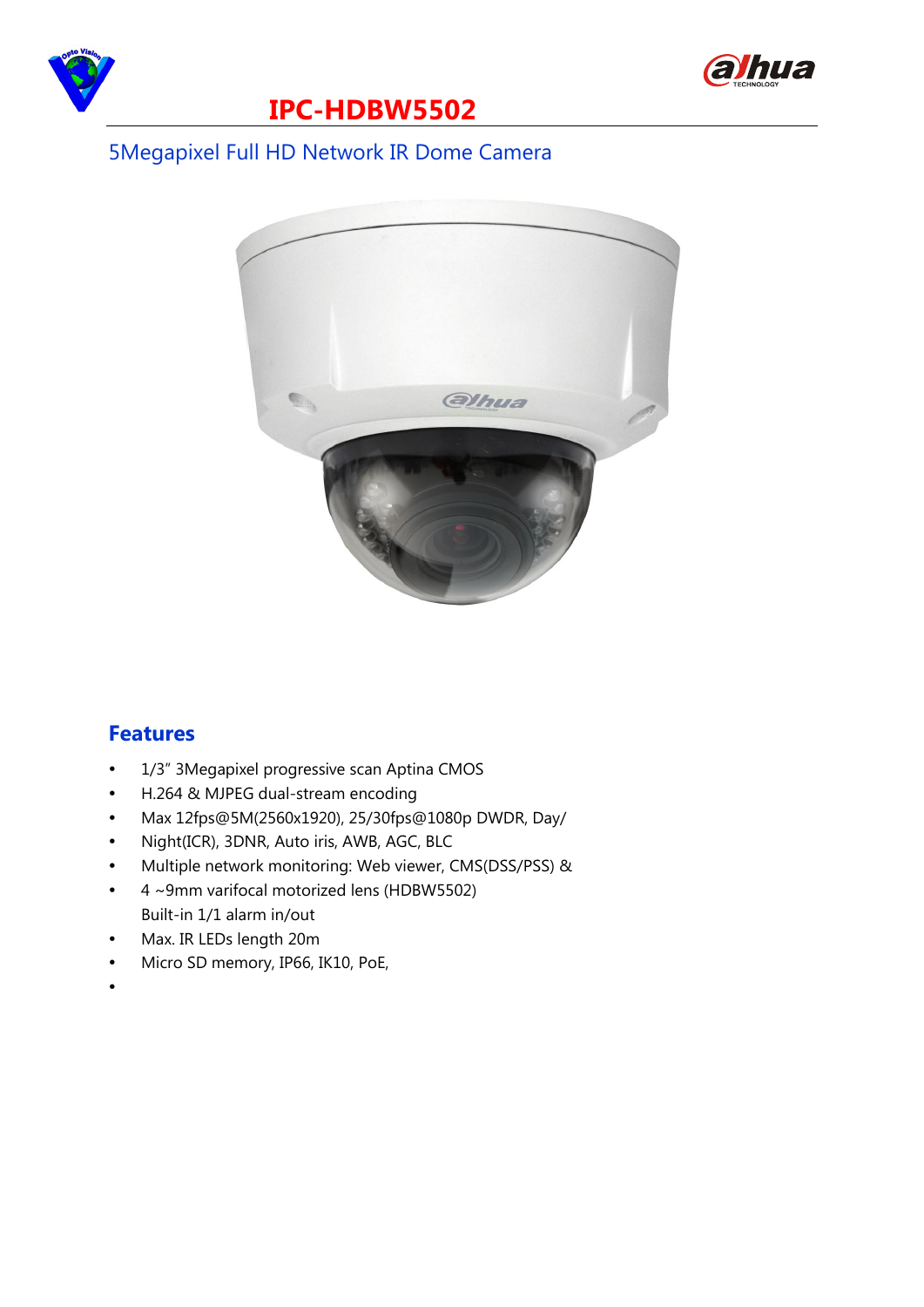# IPC-HDBW5502

## 5Megapixel Full HD Network IR Dome Camera

## Features

- 1/3" 3Megapixel progressive scan Aptina CMOS
- H.264 & MJPEG dual-stream encoding
- Max 12fps@5M(2560x1920), 25/30fps@1080p DWDR, Day/
- Night(ICR), 3DNR, Auto iris, AWB, AGC, BLC
- Multiple network monitoring: Web viewer, CMS(DSS/PSS) &
- 4 ~9mm varifocal motorized lens (HDBW5502)
  Built-in 1/1 alarm in/out
- Max. IR LEDs length 20m
- Micro SD memory, IP66, IK10, PoE,
-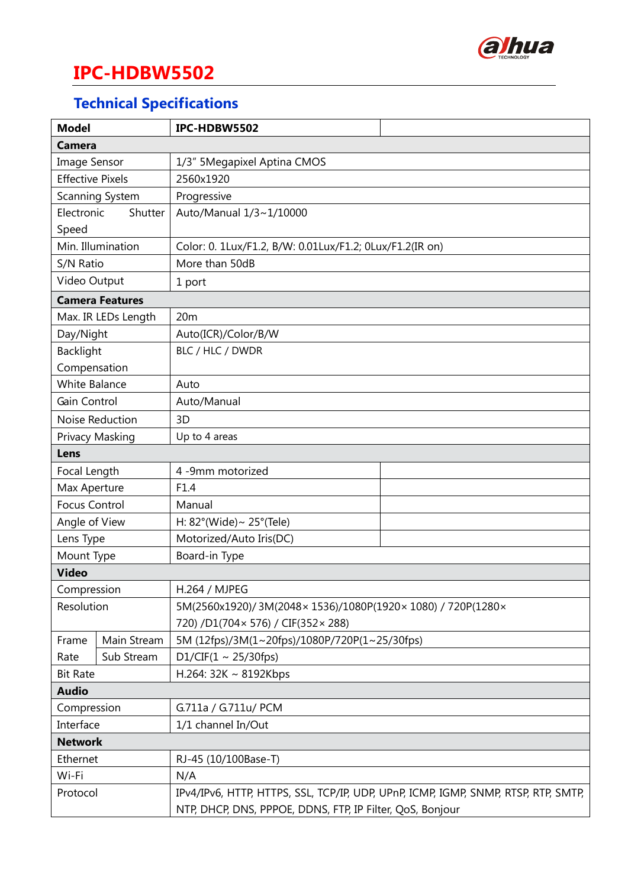# IPC-HDBW5502

## Technical Specifications

| Model | | IPC-HDBW5502 | |
|---|---|---|---|
| **Camera** | | | |
| Image Sensor | | 1/3" 5Megapixel Aptina CMOS | |
| Effective Pixels | | 2560x1920 | |
| Scanning System | | Progressive | |
| Electronic Shutter Speed | | Auto/Manual 1/3~1/10000 | |
| Min. Illumination | | Color: 0. 1Lux/F1.2, B/W: 0.01Lux/F1.2; 0Lux/F1.2(IR on) | |
| S/N Ratio | | More than 50dB | |
| Video Output | | 1 port | |
| **Camera Features** | | | |
| Max. IR LEDs Length | | 20m | |
| Day/Night | | Auto(ICR)/Color/B/W | |
| Backlight Compensation | | BLC / HLC / DWDR | |
| White Balance | | Auto | |
| Gain Control | | Auto/Manual | |
| Noise Reduction | | 3D | |
| Privacy Masking | | Up to 4 areas | |
| **Lens** | | | |
| Focal Length | | 4 -9mm motorized | |
| Max Aperture | | F1.4 | |
| Focus Control | | Manual | |
| Angle of View | | H: 82°(Wide)~ 25°(Tele) | |
| Lens Type | | Motorized/Auto Iris(DC) | |
| Mount Type | | Board-in Type | |
| **Video** | | | |
| Compression | | H.264 / MJPEG | |
| Resolution | | 5M(2560x1920)/ 3M(2048× 1536)/1080P(1920× 1080) / 720P(1280× 720) /D1(704× 576) / CIF(352× 288) | |
| Frame Rate | Main Stream | 5M (12fps)/3M(1~20fps)/1080P/720P(1~25/30fps) | |
| | Sub Stream | D1/CIF(1 ~ 25/30fps) | |
| Bit Rate | | H.264: 32K ~ 8192Kbps | |
| **Audio** | | | |
| Compression | | G.711a / G.711u/ PCM | |
| Interface | | 1/1 channel In/Out | |
| **Network** | | | |
| Ethernet | | RJ-45 (10/100Base-T) | |
| Wi-Fi | | N/A | |
| Protocol | | IPv4/IPv6, HTTP, HTTPS, SSL, TCP/IP, UDP, UPnP, ICMP, IGMP, SNMP, RTSP, RTP, SMTP, NTP, DHCP, DNS, PPPOE, DDNS, FTP, IP Filter, QoS, Bonjour | |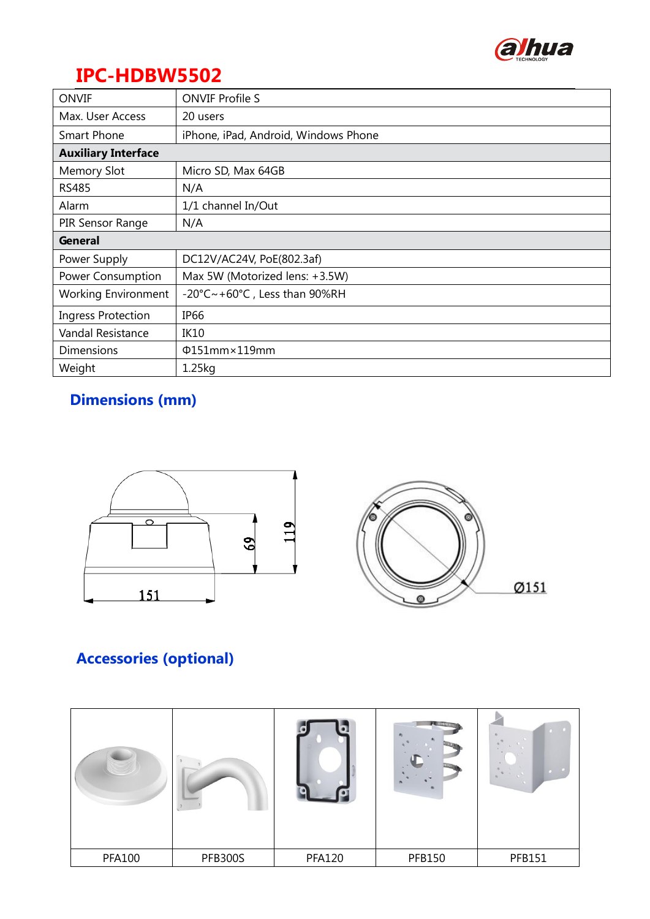# IPC-HDBW5502

| | |
|---|---|
| ONVIF | ONVIF Profile S |
| Max. User Access | 20 users |
| Smart Phone | iPhone, iPad, Android, Windows Phone |
| **Auxiliary Interface** | |
| Memory Slot | Micro SD, Max 64GB |
| RS485 | N/A |
| Alarm | 1/1 channel In/Out |
| PIR Sensor Range | N/A |
| **General** | |
| Power Supply | DC12V/AC24V, PoE(802.3af) |
| Power Consumption | Max 5W (Motorized lens: +3.5W) |
| Working Environment | -20°C~+60°C , Less than 90%RH |
| Ingress Protection | IP66 |
| Vandal Resistance | IK10 |
| Dimensions | Φ151mm×119mm |
| Weight | 1.25kg |

## Dimensions (mm)

151

69

119

Ø151

## Accessories (optional)

| PFA100 | PFB300S | PFA120 | PFB150 | PFB151 |
|---|---|---|---|---|